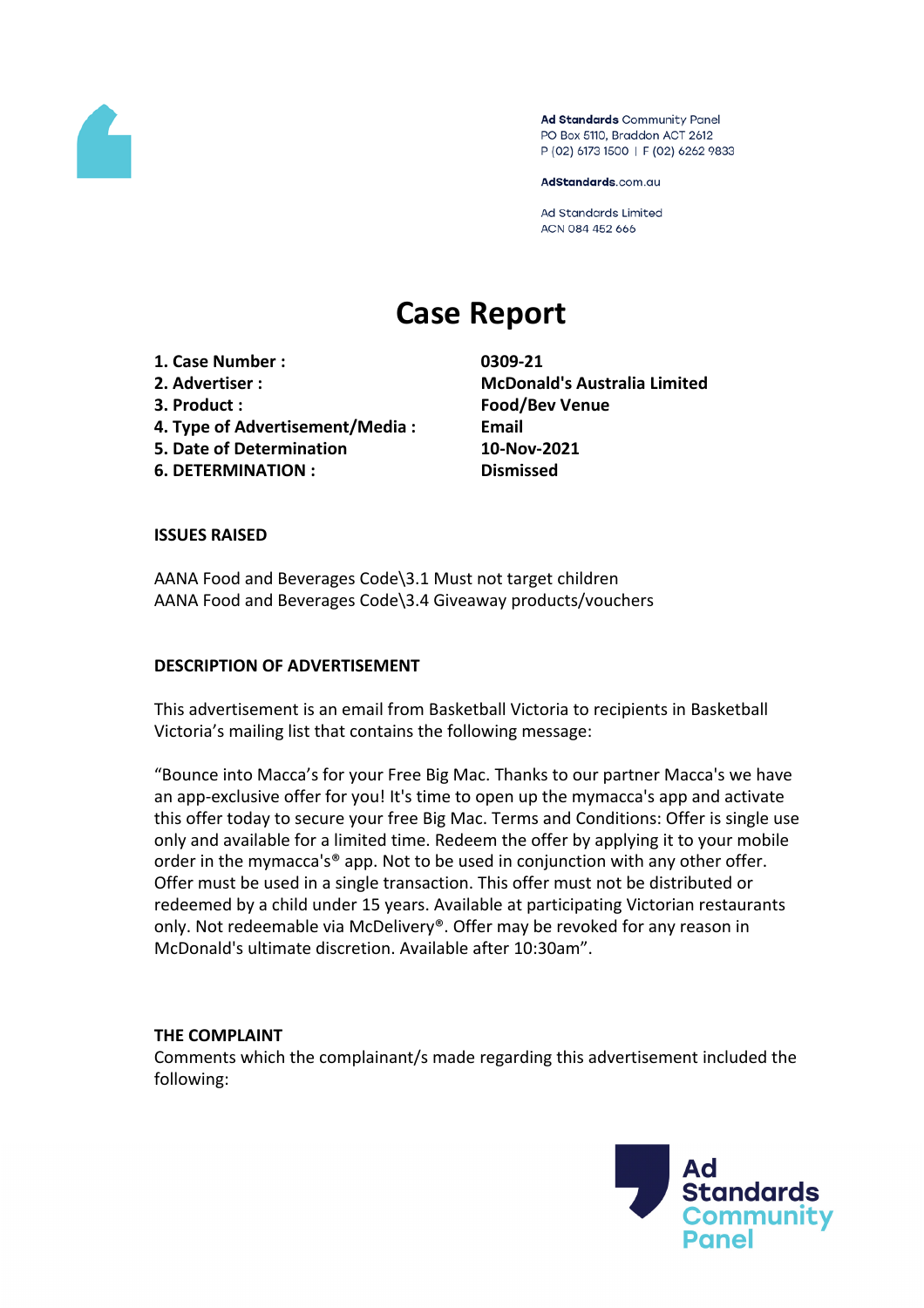Ad Standards Community Panel
PO Box 5110, Braddon ACT 2612
P (02) 6173 1500 | F (02) 6262 9833

AdStandards.com.au

Ad Standards Limited
ACN 084 452 666

# Case Report

| | |
|---|---|
| **1. Case Number :** | **0309-21** |
| **2. Advertiser :** | **McDonald's Australia Limited** |
| **3. Product :** | **Food/Bev Venue** |
| **4. Type of Advertisement/Media :** | **Email** |
| **5. Date of Determination** | **10-Nov-2021** |
| **6. DETERMINATION :** | **Dismissed** |

**ISSUES RAISED**

AANA Food and Beverages Code\3.1 Must not target children
AANA Food and Beverages Code\3.4 Giveaway products/vouchers

**DESCRIPTION OF ADVERTISEMENT**

This advertisement is an email from Basketball Victoria to recipients in Basketball Victoria's mailing list that contains the following message:

"Bounce into Macca's for your Free Big Mac. Thanks to our partner Macca's we have an app-exclusive offer for you! It's time to open up the mymacca's app and activate this offer today to secure your free Big Mac. Terms and Conditions: Offer is single use only and available for a limited time. Redeem the offer by applying it to your mobile order in the mymacca's® app. Not to be used in conjunction with any other offer. Offer must be used in a single transaction. This offer must not be distributed or redeemed by a child under 15 years. Available at participating Victorian restaurants only. Not redeemable via McDelivery®. Offer may be revoked for any reason in McDonald's ultimate discretion. Available after 10:30am".

**THE COMPLAINT**

Comments which the complainant/s made regarding this advertisement included the following: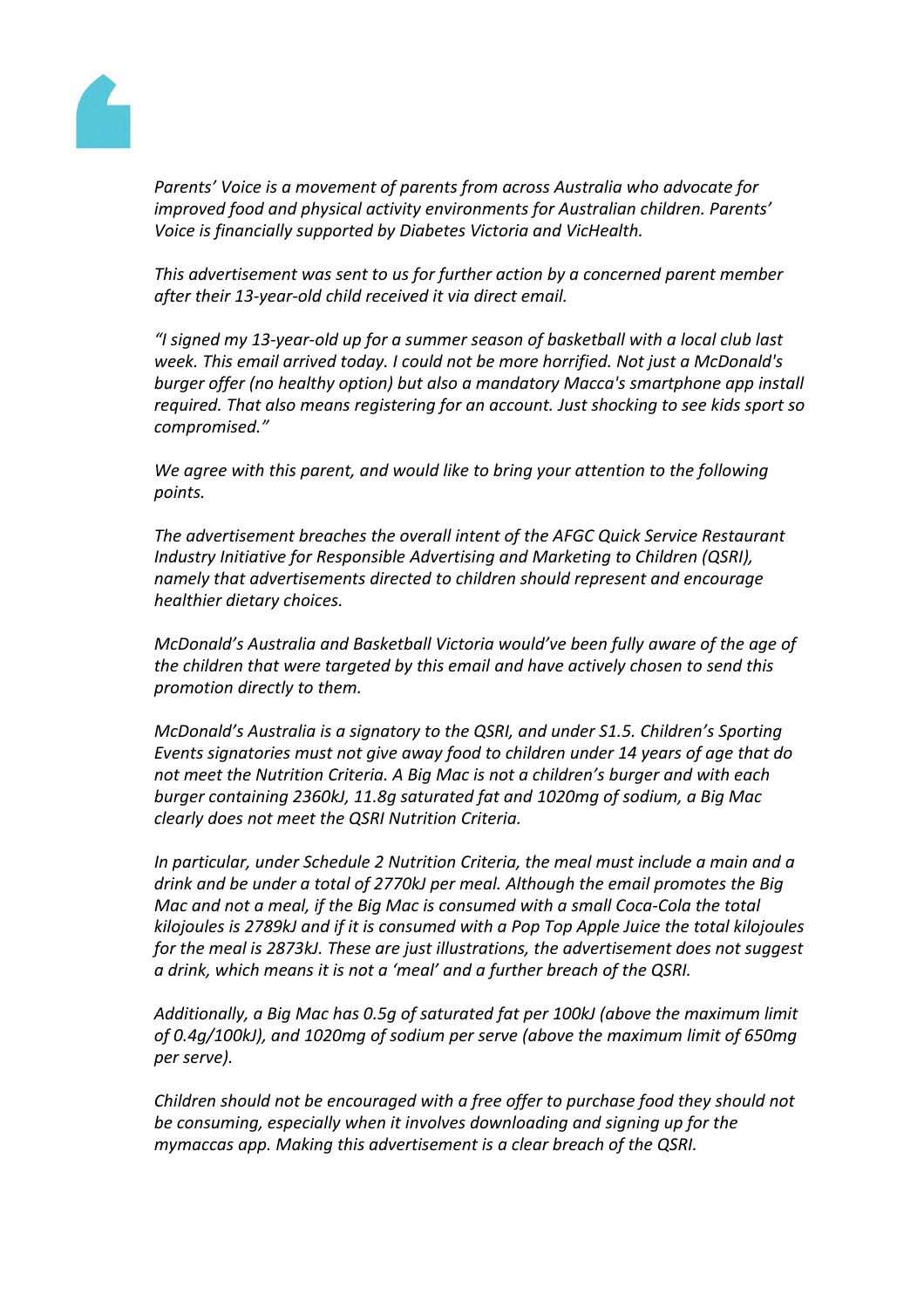*Parents' Voice is a movement of parents from across Australia who advocate for improved food and physical activity environments for Australian children. Parents' Voice is financially supported by Diabetes Victoria and VicHealth.*

*This advertisement was sent to us for further action by a concerned parent member after their 13-year-old child received it via direct email.*

*"I signed my 13-year-old up for a summer season of basketball with a local club last week. This email arrived today. I could not be more horrified. Not just a McDonald's burger offer (no healthy option) but also a mandatory Macca's smartphone app install required. That also means registering for an account. Just shocking to see kids sport so compromised."*

*We agree with this parent, and would like to bring your attention to the following points.*

*The advertisement breaches the overall intent of the AFGC Quick Service Restaurant Industry Initiative for Responsible Advertising and Marketing to Children (QSRI), namely that advertisements directed to children should represent and encourage healthier dietary choices.*

*McDonald's Australia and Basketball Victoria would've been fully aware of the age of the children that were targeted by this email and have actively chosen to send this promotion directly to them.*

*McDonald's Australia is a signatory to the QSRI, and under S1.5. Children's Sporting Events signatories must not give away food to children under 14 years of age that do not meet the Nutrition Criteria. A Big Mac is not a children's burger and with each burger containing 2360kJ, 11.8g saturated fat and 1020mg of sodium, a Big Mac clearly does not meet the QSRI Nutrition Criteria.*

*In particular, under Schedule 2 Nutrition Criteria, the meal must include a main and a drink and be under a total of 2770kJ per meal. Although the email promotes the Big Mac and not a meal, if the Big Mac is consumed with a small Coca-Cola the total kilojoules is 2789kJ and if it is consumed with a Pop Top Apple Juice the total kilojoules for the meal is 2873kJ. These are just illustrations, the advertisement does not suggest a drink, which means it is not a 'meal' and a further breach of the QSRI.*

*Additionally, a Big Mac has 0.5g of saturated fat per 100kJ (above the maximum limit of 0.4g/100kJ), and 1020mg of sodium per serve (above the maximum limit of 650mg per serve).*

*Children should not be encouraged with a free offer to purchase food they should not be consuming, especially when it involves downloading and signing up for the mymaccas app. Making this advertisement is a clear breach of the QSRI.*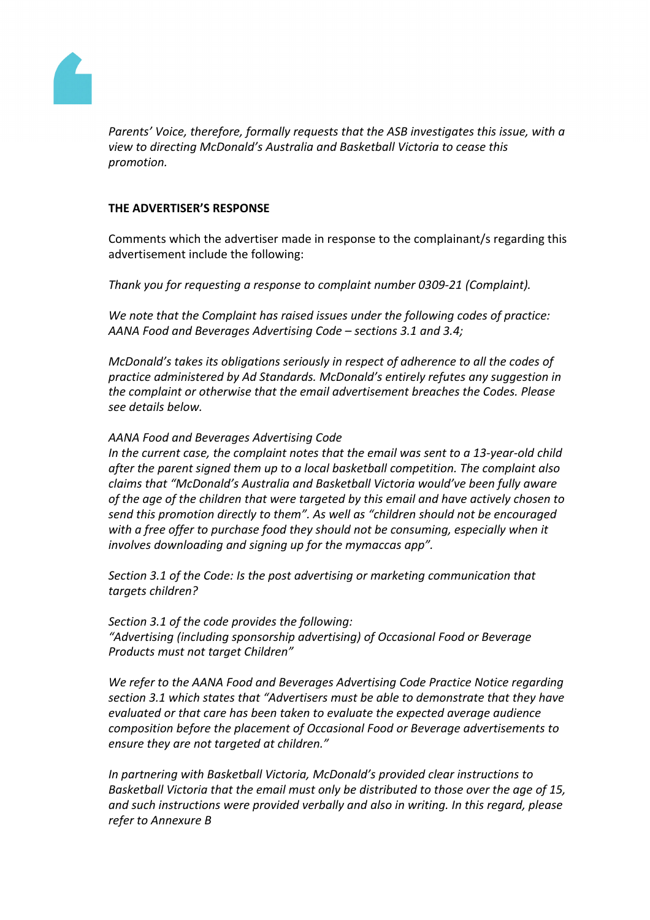*Parents' Voice, therefore, formally requests that the ASB investigates this issue, with a view to directing McDonald's Australia and Basketball Victoria to cease this promotion.*

**THE ADVERTISER'S RESPONSE**

Comments which the advertiser made in response to the complainant/s regarding this advertisement include the following:

*Thank you for requesting a response to complaint number 0309-21 (Complaint).*

*We note that the Complaint has raised issues under the following codes of practice: AANA Food and Beverages Advertising Code – sections 3.1 and 3.4;*

*McDonald's takes its obligations seriously in respect of adherence to all the codes of practice administered by Ad Standards. McDonald's entirely refutes any suggestion in the complaint or otherwise that the email advertisement breaches the Codes. Please see details below.*

*AANA Food and Beverages Advertising Code*
*In the current case, the complaint notes that the email was sent to a 13-year-old child after the parent signed them up to a local basketball competition. The complaint also claims that "McDonald's Australia and Basketball Victoria would've been fully aware of the age of the children that were targeted by this email and have actively chosen to send this promotion directly to them". As well as "children should not be encouraged with a free offer to purchase food they should not be consuming, especially when it involves downloading and signing up for the mymaccas app".*

*Section 3.1 of the Code: Is the post advertising or marketing communication that targets children?*

*Section 3.1 of the code provides the following:*
*"Advertising (including sponsorship advertising) of Occasional Food or Beverage Products must not target Children"*

*We refer to the AANA Food and Beverages Advertising Code Practice Notice regarding section 3.1 which states that "Advertisers must be able to demonstrate that they have evaluated or that care has been taken to evaluate the expected average audience composition before the placement of Occasional Food or Beverage advertisements to ensure they are not targeted at children."*

*In partnering with Basketball Victoria, McDonald's provided clear instructions to Basketball Victoria that the email must only be distributed to those over the age of 15, and such instructions were provided verbally and also in writing. In this regard, please refer to Annexure B*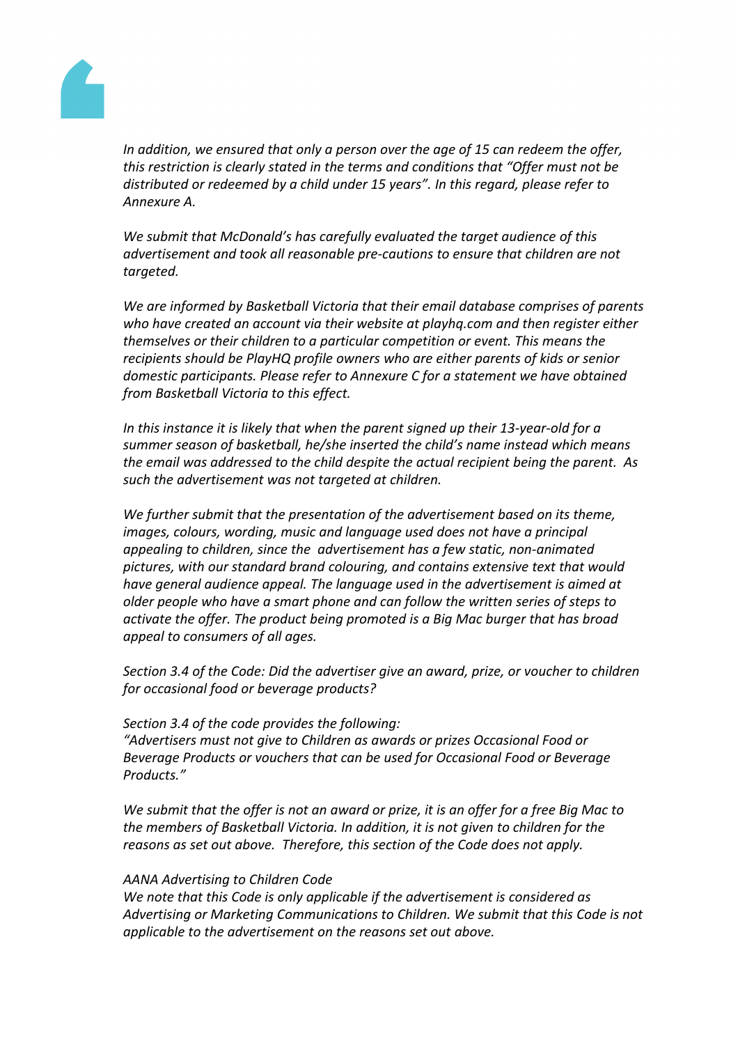*In addition, we ensured that only a person over the age of 15 can redeem the offer, this restriction is clearly stated in the terms and conditions that "Offer must not be distributed or redeemed by a child under 15 years". In this regard, please refer to Annexure A.*

*We submit that McDonald's has carefully evaluated the target audience of this advertisement and took all reasonable pre-cautions to ensure that children are not targeted.*

*We are informed by Basketball Victoria that their email database comprises of parents who have created an account via their website at playhq.com and then register either themselves or their children to a particular competition or event. This means the recipients should be PlayHQ profile owners who are either parents of kids or senior domestic participants. Please refer to Annexure C for a statement we have obtained from Basketball Victoria to this effect.*

*In this instance it is likely that when the parent signed up their 13-year-old for a summer season of basketball, he/she inserted the child's name instead which means the email was addressed to the child despite the actual recipient being the parent. As such the advertisement was not targeted at children.*

*We further submit that the presentation of the advertisement based on its theme, images, colours, wording, music and language used does not have a principal appealing to children, since the advertisement has a few static, non-animated pictures, with our standard brand colouring, and contains extensive text that would have general audience appeal. The language used in the advertisement is aimed at older people who have a smart phone and can follow the written series of steps to activate the offer. The product being promoted is a Big Mac burger that has broad appeal to consumers of all ages.*

*Section 3.4 of the Code: Did the advertiser give an award, prize, or voucher to children for occasional food or beverage products?*

*Section 3.4 of the code provides the following:*
*"Advertisers must not give to Children as awards or prizes Occasional Food or Beverage Products or vouchers that can be used for Occasional Food or Beverage Products."*

*We submit that the offer is not an award or prize, it is an offer for a free Big Mac to the members of Basketball Victoria. In addition, it is not given to children for the reasons as set out above. Therefore, this section of the Code does not apply.*

*AANA Advertising to Children Code*
*We note that this Code is only applicable if the advertisement is considered as Advertising or Marketing Communications to Children. We submit that this Code is not applicable to the advertisement on the reasons set out above.*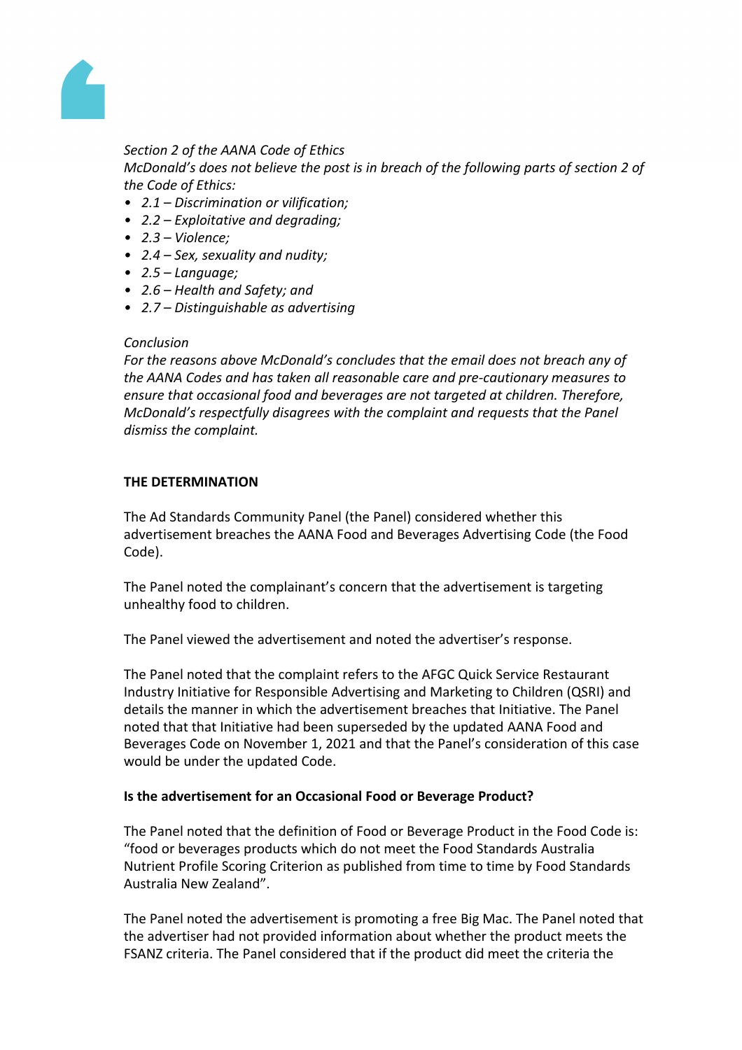*Section 2 of the AANA Code of Ethics*
*McDonald's does not believe the post is in breach of the following parts of section 2 of the Code of Ethics:*

- *2.1 – Discrimination or vilification;*
- *2.2 – Exploitative and degrading;*
- *2.3 – Violence;*
- *2.4 – Sex, sexuality and nudity;*
- *2.5 – Language;*
- *2.6 – Health and Safety; and*
- *2.7 – Distinguishable as advertising*

*Conclusion*
*For the reasons above McDonald's concludes that the email does not breach any of the AANA Codes and has taken all reasonable care and pre-cautionary measures to ensure that occasional food and beverages are not targeted at children. Therefore, McDonald's respectfully disagrees with the complaint and requests that the Panel dismiss the complaint.*

**THE DETERMINATION**

The Ad Standards Community Panel (the Panel) considered whether this advertisement breaches the AANA Food and Beverages Advertising Code (the Food Code).

The Panel noted the complainant's concern that the advertisement is targeting unhealthy food to children.

The Panel viewed the advertisement and noted the advertiser's response.

The Panel noted that the complaint refers to the AFGC Quick Service Restaurant Industry Initiative for Responsible Advertising and Marketing to Children (QSRI) and details the manner in which the advertisement breaches that Initiative. The Panel noted that that Initiative had been superseded by the updated AANA Food and Beverages Code on November 1, 2021 and that the Panel's consideration of this case would be under the updated Code.

**Is the advertisement for an Occasional Food or Beverage Product?**

The Panel noted that the definition of Food or Beverage Product in the Food Code is: "food or beverages products which do not meet the Food Standards Australia Nutrient Profile Scoring Criterion as published from time to time by Food Standards Australia New Zealand".

The Panel noted the advertisement is promoting a free Big Mac. The Panel noted that the advertiser had not provided information about whether the product meets the FSANZ criteria. The Panel considered that if the product did meet the criteria the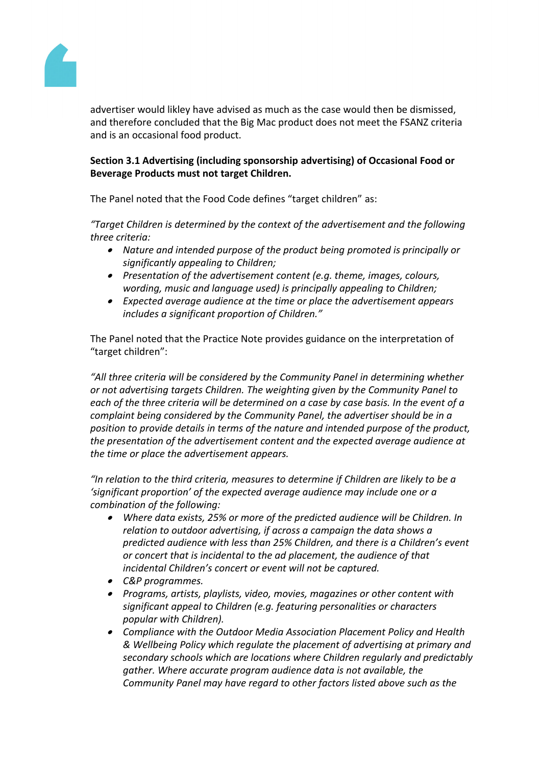advertiser would likley have advised as much as the case would then be dismissed, and therefore concluded that the Big Mac product does not meet the FSANZ criteria and is an occasional food product.

**Section 3.1 Advertising (including sponsorship advertising) of Occasional Food or Beverage Products must not target Children.**

The Panel noted that the Food Code defines "target children" as:

*"Target Children is determined by the context of the advertisement and the following three criteria:*

- *Nature and intended purpose of the product being promoted is principally or significantly appealing to Children;*
- *Presentation of the advertisement content (e.g. theme, images, colours, wording, music and language used) is principally appealing to Children;*
- *Expected average audience at the time or place the advertisement appears includes a significant proportion of Children."*

The Panel noted that the Practice Note provides guidance on the interpretation of "target children":

*"All three criteria will be considered by the Community Panel in determining whether or not advertising targets Children. The weighting given by the Community Panel to each of the three criteria will be determined on a case by case basis. In the event of a complaint being considered by the Community Panel, the advertiser should be in a position to provide details in terms of the nature and intended purpose of the product, the presentation of the advertisement content and the expected average audience at the time or place the advertisement appears.*

*"In relation to the third criteria, measures to determine if Children are likely to be a 'significant proportion' of the expected average audience may include one or a combination of the following:*

- *Where data exists, 25% or more of the predicted audience will be Children. In relation to outdoor advertising, if across a campaign the data shows a predicted audience with less than 25% Children, and there is a Children's event or concert that is incidental to the ad placement, the audience of that incidental Children's concert or event will not be captured.*
- *C&P programmes.*
- *Programs, artists, playlists, video, movies, magazines or other content with significant appeal to Children (e.g. featuring personalities or characters popular with Children).*
- *Compliance with the Outdoor Media Association Placement Policy and Health & Wellbeing Policy which regulate the placement of advertising at primary and secondary schools which are locations where Children regularly and predictably gather. Where accurate program audience data is not available, the Community Panel may have regard to other factors listed above such as the*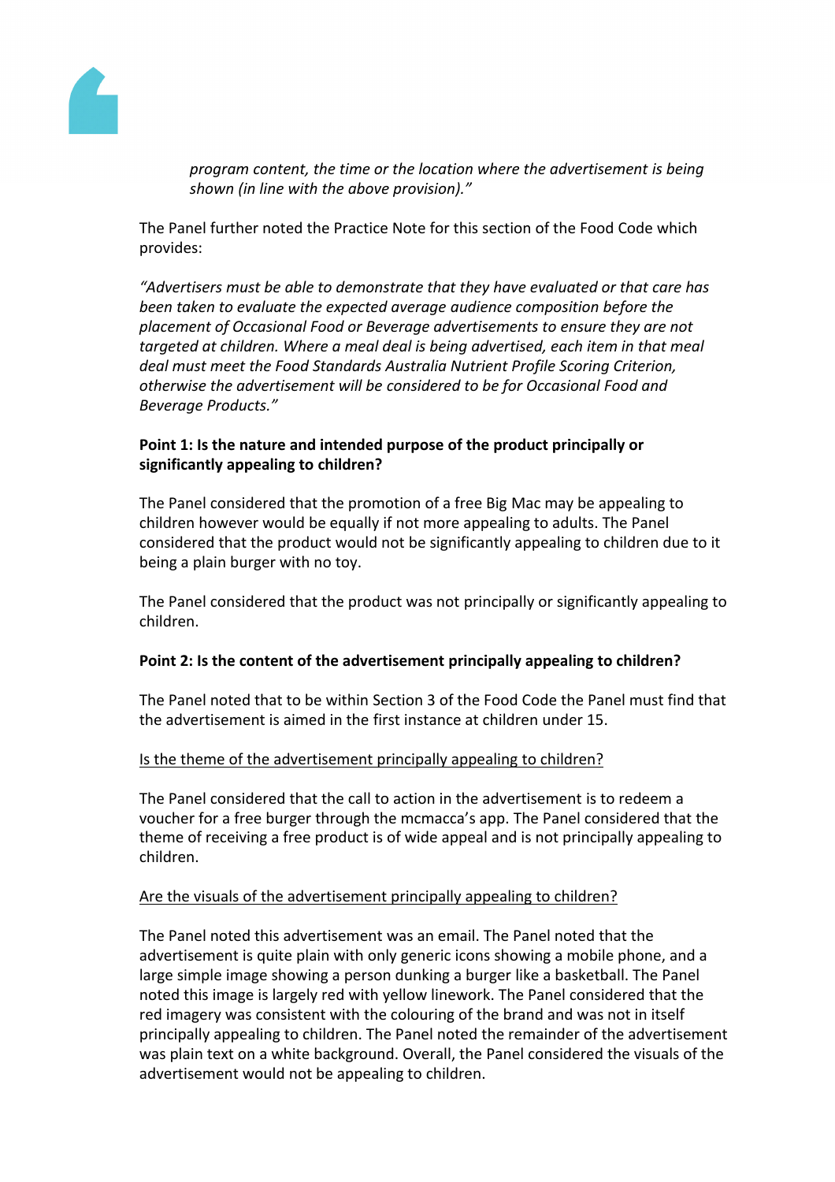*program content, the time or the location where the advertisement is being shown (in line with the above provision)."*

The Panel further noted the Practice Note for this section of the Food Code which provides:

*"Advertisers must be able to demonstrate that they have evaluated or that care has been taken to evaluate the expected average audience composition before the placement of Occasional Food or Beverage advertisements to ensure they are not targeted at children. Where a meal deal is being advertised, each item in that meal deal must meet the Food Standards Australia Nutrient Profile Scoring Criterion, otherwise the advertisement will be considered to be for Occasional Food and Beverage Products."*

**Point 1: Is the nature and intended purpose of the product principally or significantly appealing to children?**

The Panel considered that the promotion of a free Big Mac may be appealing to children however would be equally if not more appealing to adults. The Panel considered that the product would not be significantly appealing to children due to it being a plain burger with no toy.

The Panel considered that the product was not principally or significantly appealing to children.

**Point 2: Is the content of the advertisement principally appealing to children?**

The Panel noted that to be within Section 3 of the Food Code the Panel must find that the advertisement is aimed in the first instance at children under 15.

<u>Is the theme of the advertisement principally appealing to children?</u>

The Panel considered that the call to action in the advertisement is to redeem a voucher for a free burger through the mcmacca's app. The Panel considered that the theme of receiving a free product is of wide appeal and is not principally appealing to children.

<u>Are the visuals of the advertisement principally appealing to children?</u>

The Panel noted this advertisement was an email. The Panel noted that the advertisement is quite plain with only generic icons showing a mobile phone, and a large simple image showing a person dunking a burger like a basketball. The Panel noted this image is largely red with yellow linework. The Panel considered that the red imagery was consistent with the colouring of the brand and was not in itself principally appealing to children. The Panel noted the remainder of the advertisement was plain text on a white background. Overall, the Panel considered the visuals of the advertisement would not be appealing to children.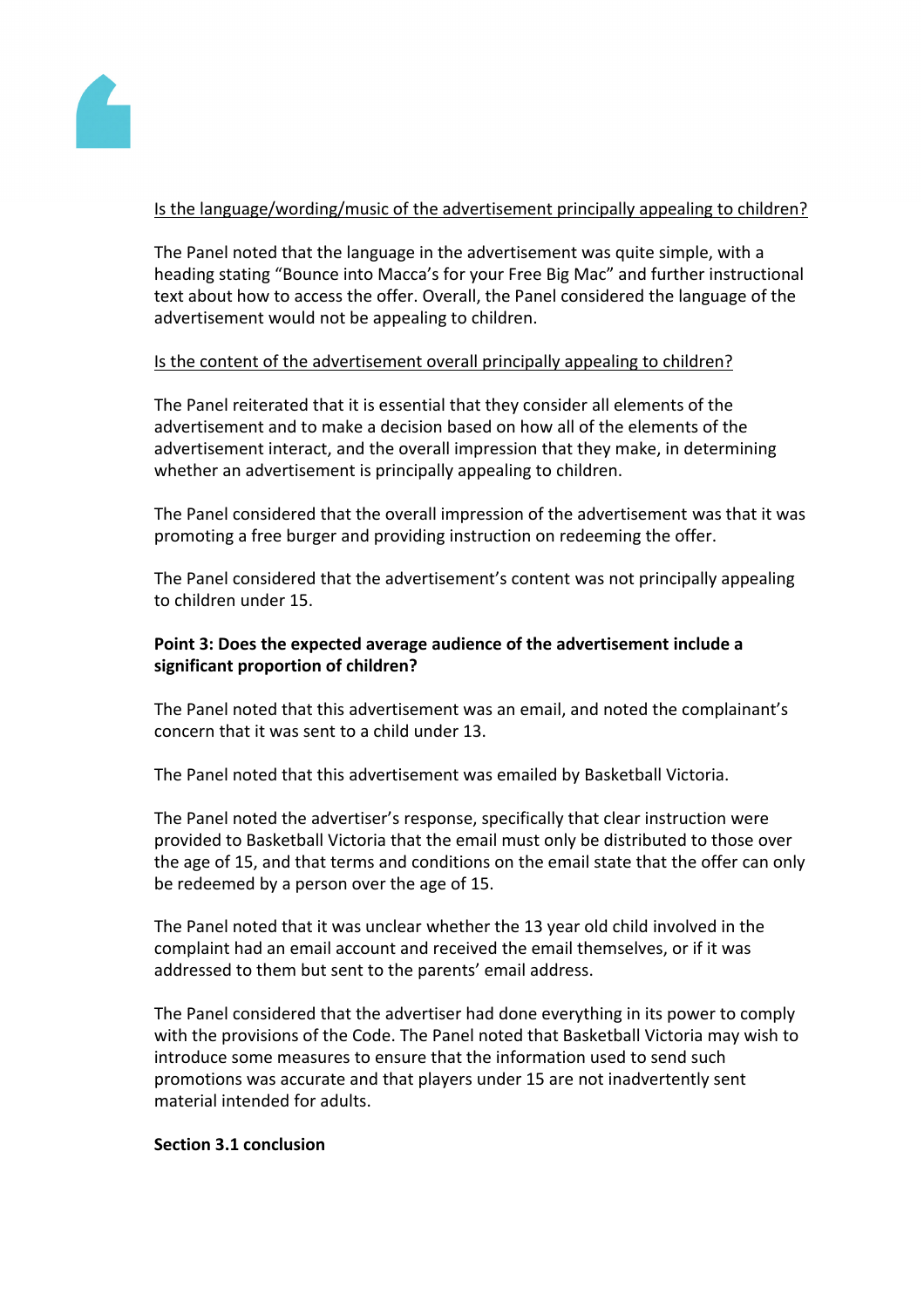Is the language/wording/music of the advertisement principally appealing to children?

The Panel noted that the language in the advertisement was quite simple, with a heading stating "Bounce into Macca's for your Free Big Mac" and further instructional text about how to access the offer. Overall, the Panel considered the language of the advertisement would not be appealing to children.

Is the content of the advertisement overall principally appealing to children?

The Panel reiterated that it is essential that they consider all elements of the advertisement and to make a decision based on how all of the elements of the advertisement interact, and the overall impression that they make, in determining whether an advertisement is principally appealing to children.

The Panel considered that the overall impression of the advertisement was that it was promoting a free burger and providing instruction on redeeming the offer.

The Panel considered that the advertisement's content was not principally appealing to children under 15.

**Point 3: Does the expected average audience of the advertisement include a significant proportion of children?**

The Panel noted that this advertisement was an email, and noted the complainant's concern that it was sent to a child under 13.

The Panel noted that this advertisement was emailed by Basketball Victoria.

The Panel noted the advertiser's response, specifically that clear instruction were provided to Basketball Victoria that the email must only be distributed to those over the age of 15, and that terms and conditions on the email state that the offer can only be redeemed by a person over the age of 15.

The Panel noted that it was unclear whether the 13 year old child involved in the complaint had an email account and received the email themselves, or if it was addressed to them but sent to the parents' email address.

The Panel considered that the advertiser had done everything in its power to comply with the provisions of the Code. The Panel noted that Basketball Victoria may wish to introduce some measures to ensure that the information used to send such promotions was accurate and that players under 15 are not inadvertently sent material intended for adults.

**Section 3.1 conclusion**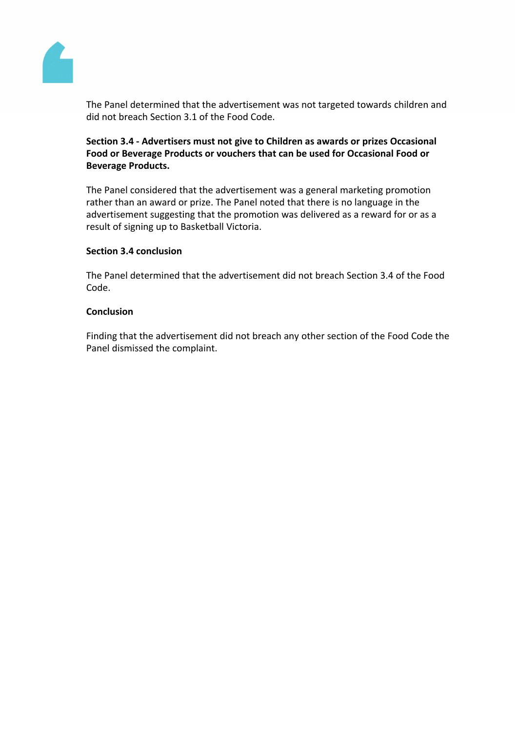The Panel determined that the advertisement was not targeted towards children and did not breach Section 3.1 of the Food Code.

**Section 3.4 - Advertisers must not give to Children as awards or prizes Occasional Food or Beverage Products or vouchers that can be used for Occasional Food or Beverage Products.**

The Panel considered that the advertisement was a general marketing promotion rather than an award or prize. The Panel noted that there is no language in the advertisement suggesting that the promotion was delivered as a reward for or as a result of signing up to Basketball Victoria.

**Section 3.4 conclusion**

The Panel determined that the advertisement did not breach Section 3.4 of the Food Code.

**Conclusion**

Finding that the advertisement did not breach any other section of the Food Code the Panel dismissed the complaint.